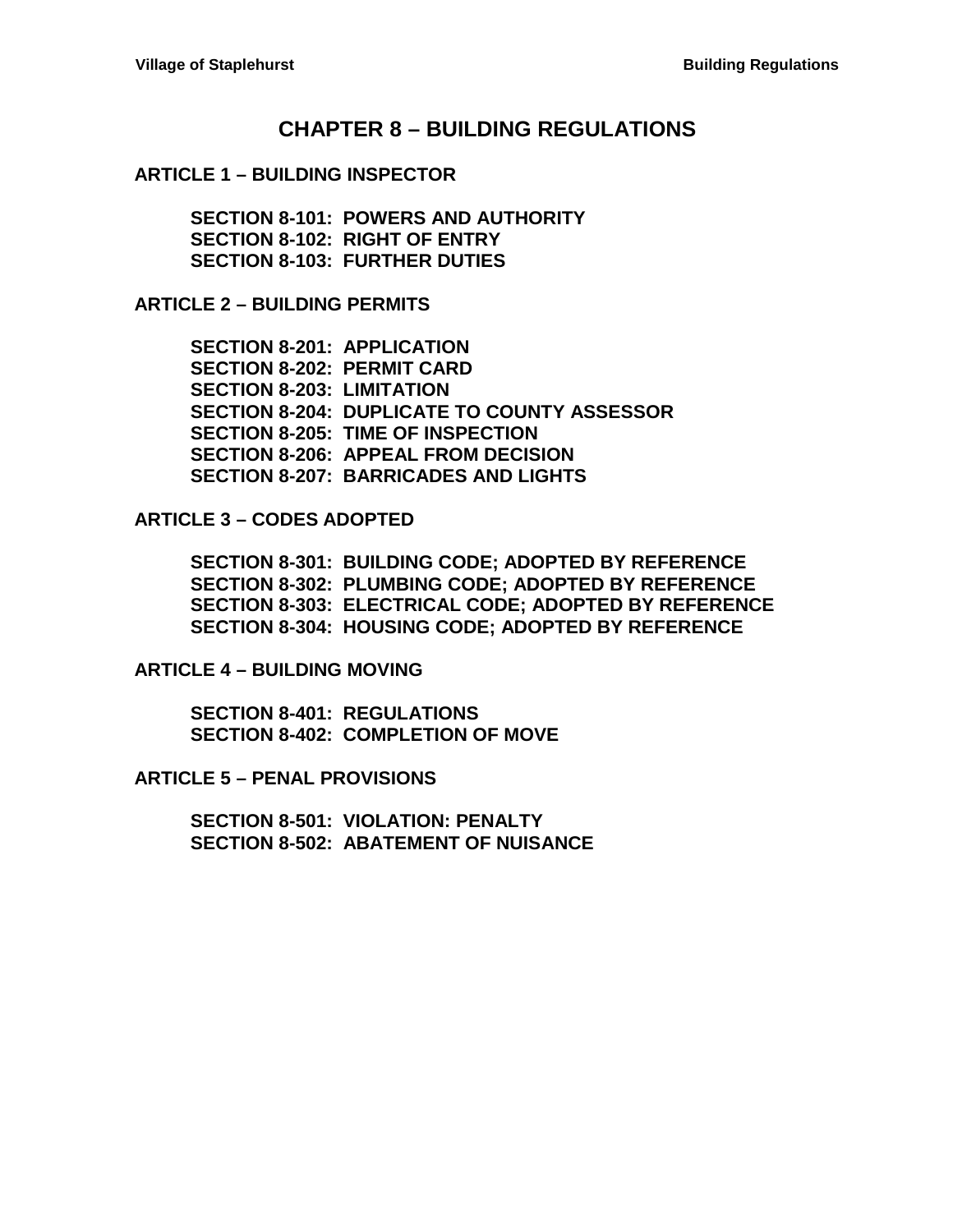# CHAPTER 8 – BUILDING REGULATIONS

## ARTICLE 1 – BUILDING INSPECTOR

**SECTION 8-101: POWERS AND AUTHORITY**
**SECTION 8-102: RIGHT OF ENTRY**
**SECTION 8-103: FURTHER DUTIES**

## ARTICLE 2 – BUILDING PERMITS

**SECTION 8-201: APPLICATION**
**SECTION 8-202: PERMIT CARD**
**SECTION 8-203: LIMITATION**
**SECTION 8-204: DUPLICATE TO COUNTY ASSESSOR**
**SECTION 8-205: TIME OF INSPECTION**
**SECTION 8-206: APPEAL FROM DECISION**
**SECTION 8-207: BARRICADES AND LIGHTS**

## ARTICLE 3 – CODES ADOPTED

**SECTION 8-301: BUILDING CODE; ADOPTED BY REFERENCE**
**SECTION 8-302: PLUMBING CODE; ADOPTED BY REFERENCE**
**SECTION 8-303: ELECTRICAL CODE; ADOPTED BY REFERENCE**
**SECTION 8-304: HOUSING CODE; ADOPTED BY REFERENCE**

## ARTICLE 4 – BUILDING MOVING

**SECTION 8-401: REGULATIONS**
**SECTION 8-402: COMPLETION OF MOVE**

## ARTICLE 5 – PENAL PROVISIONS

**SECTION 8-501: VIOLATION: PENALTY**
**SECTION 8-502: ABATEMENT OF NUISANCE**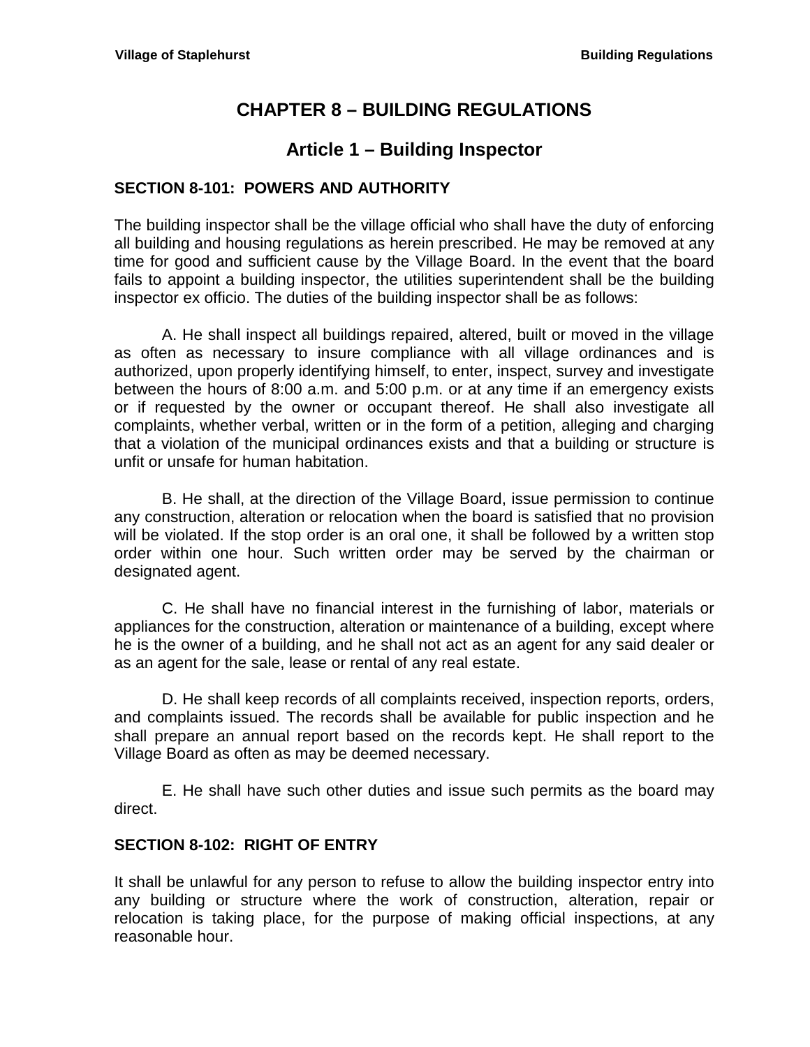# CHAPTER 8 – BUILDING REGULATIONS

## Article 1 – Building Inspector

### SECTION 8-101: POWERS AND AUTHORITY

The building inspector shall be the village official who shall have the duty of enforcing all building and housing regulations as herein prescribed. He may be removed at any time for good and sufficient cause by the Village Board. In the event that the board fails to appoint a building inspector, the utilities superintendent shall be the building inspector ex officio. The duties of the building inspector shall be as follows:

A. He shall inspect all buildings repaired, altered, built or moved in the village as often as necessary to insure compliance with all village ordinances and is authorized, upon properly identifying himself, to enter, inspect, survey and investigate between the hours of 8:00 a.m. and 5:00 p.m. or at any time if an emergency exists or if requested by the owner or occupant thereof. He shall also investigate all complaints, whether verbal, written or in the form of a petition, alleging and charging that a violation of the municipal ordinances exists and that a building or structure is unfit or unsafe for human habitation.

B. He shall, at the direction of the Village Board, issue permission to continue any construction, alteration or relocation when the board is satisfied that no provision will be violated. If the stop order is an oral one, it shall be followed by a written stop order within one hour. Such written order may be served by the chairman or designated agent.

C. He shall have no financial interest in the furnishing of labor, materials or appliances for the construction, alteration or maintenance of a building, except where he is the owner of a building, and he shall not act as an agent for any said dealer or as an agent for the sale, lease or rental of any real estate.

D. He shall keep records of all complaints received, inspection reports, orders, and complaints issued. The records shall be available for public inspection and he shall prepare an annual report based on the records kept. He shall report to the Village Board as often as may be deemed necessary.

E. He shall have such other duties and issue such permits as the board may direct.

### SECTION 8-102: RIGHT OF ENTRY

It shall be unlawful for any person to refuse to allow the building inspector entry into any building or structure where the work of construction, alteration, repair or relocation is taking place, for the purpose of making official inspections, at any reasonable hour.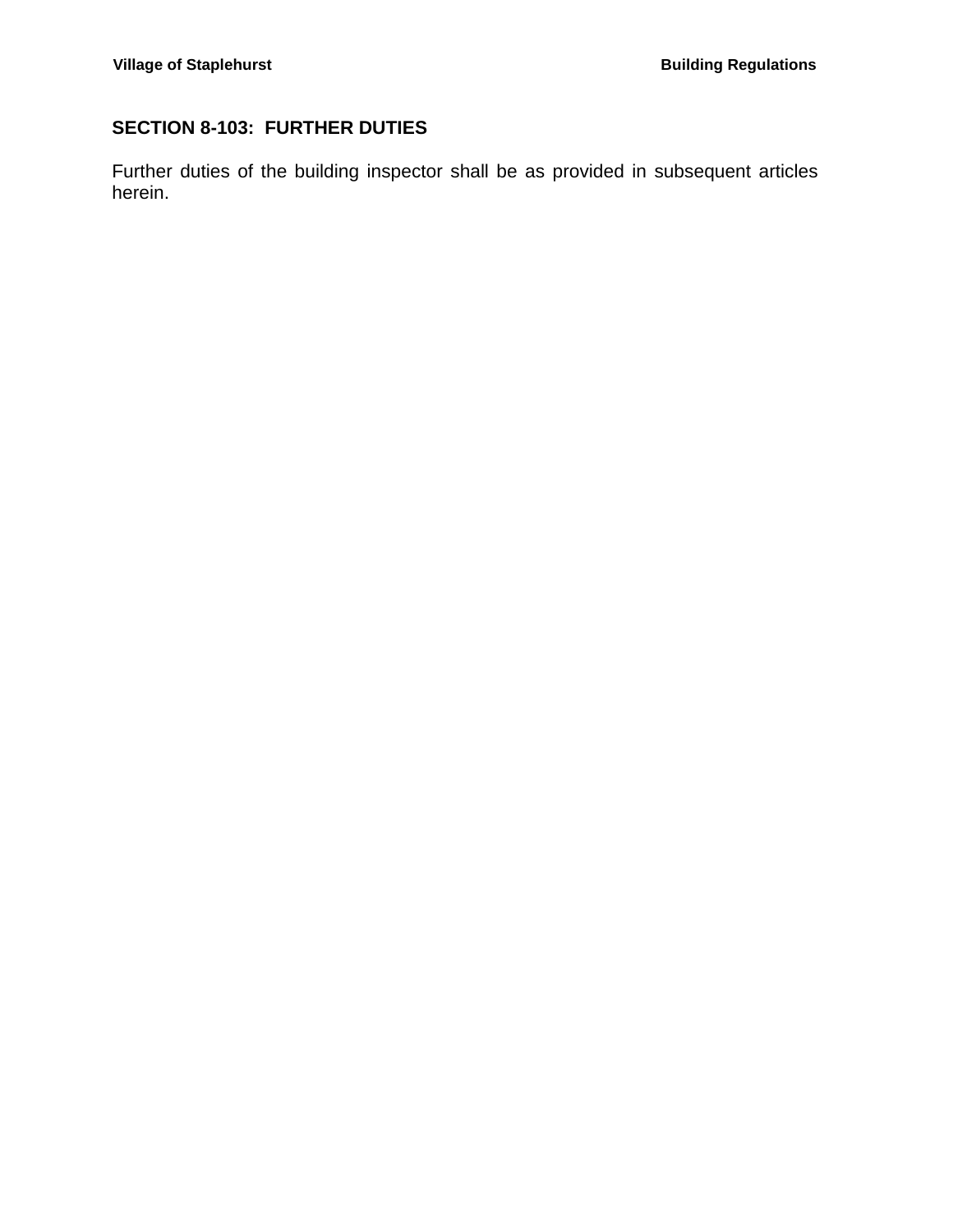## SECTION 8-103: FURTHER DUTIES

Further duties of the building inspector shall be as provided in subsequent articles herein.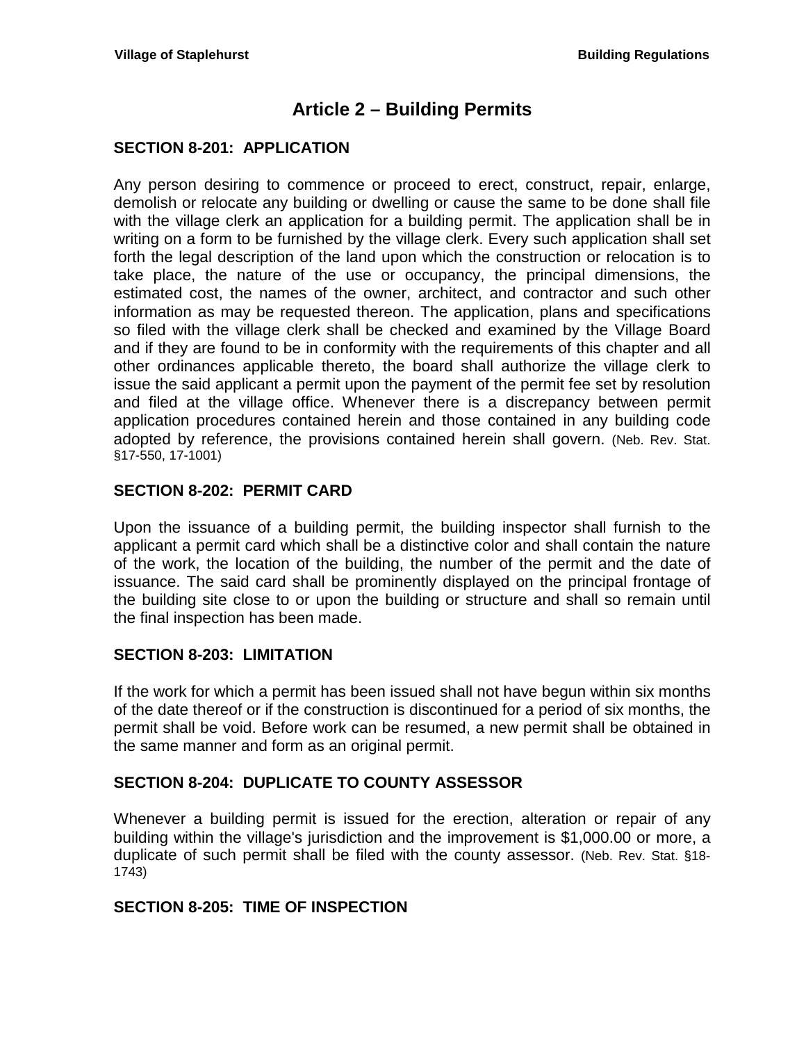# Article 2 – Building Permits

## SECTION 8-201: APPLICATION

Any person desiring to commence or proceed to erect, construct, repair, enlarge, demolish or relocate any building or dwelling or cause the same to be done shall file with the village clerk an application for a building permit. The application shall be in writing on a form to be furnished by the village clerk. Every such application shall set forth the legal description of the land upon which the construction or relocation is to take place, the nature of the use or occupancy, the principal dimensions, the estimated cost, the names of the owner, architect, and contractor and such other information as may be requested thereon. The application, plans and specifications so filed with the village clerk shall be checked and examined by the Village Board and if they are found to be in conformity with the requirements of this chapter and all other ordinances applicable thereto, the board shall authorize the village clerk to issue the said applicant a permit upon the payment of the permit fee set by resolution and filed at the village office. Whenever there is a discrepancy between permit application procedures contained herein and those contained in any building code adopted by reference, the provisions contained herein shall govern. (Neb. Rev. Stat. §17-550, 17-1001)

## SECTION 8-202: PERMIT CARD

Upon the issuance of a building permit, the building inspector shall furnish to the applicant a permit card which shall be a distinctive color and shall contain the nature of the work, the location of the building, the number of the permit and the date of issuance. The said card shall be prominently displayed on the principal frontage of the building site close to or upon the building or structure and shall so remain until the final inspection has been made.

## SECTION 8-203: LIMITATION

If the work for which a permit has been issued shall not have begun within six months of the date thereof or if the construction is discontinued for a period of six months, the permit shall be void. Before work can be resumed, a new permit shall be obtained in the same manner and form as an original permit.

## SECTION 8-204: DUPLICATE TO COUNTY ASSESSOR

Whenever a building permit is issued for the erection, alteration or repair of any building within the village's jurisdiction and the improvement is $1,000.00 or more, a duplicate of such permit shall be filed with the county assessor. (Neb. Rev. Stat. §18-1743)

## SECTION 8-205: TIME OF INSPECTION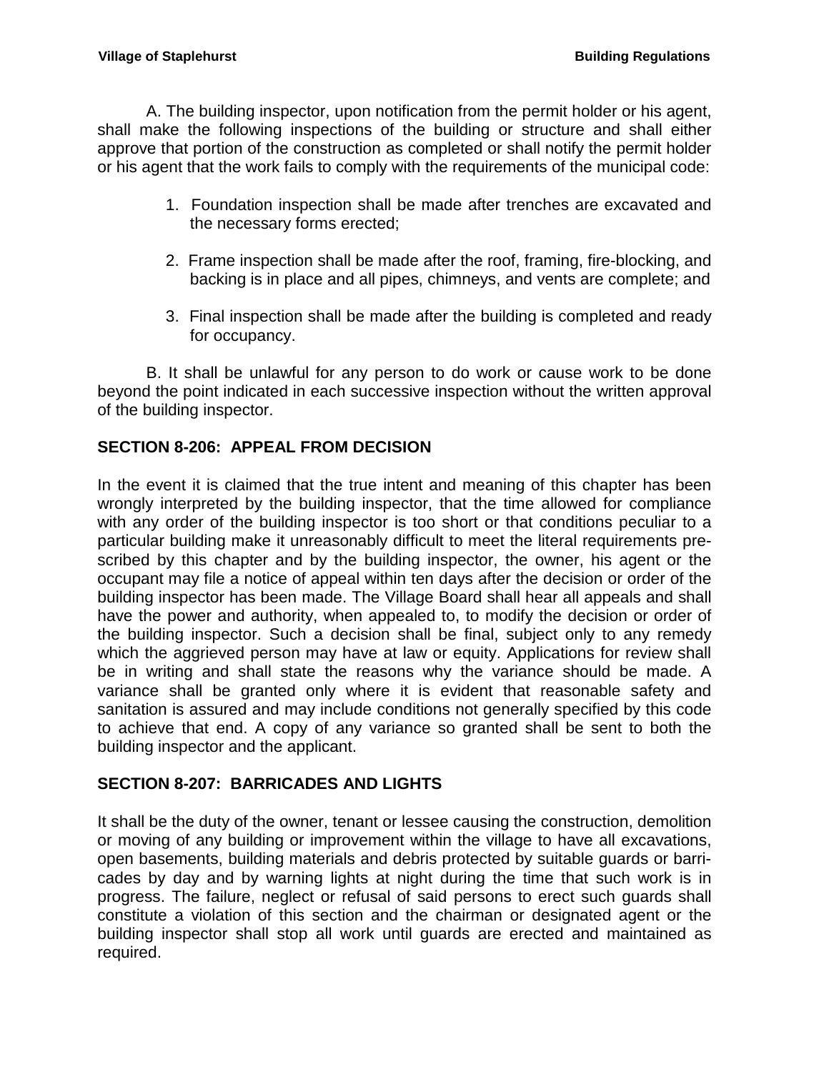A. The building inspector, upon notification from the permit holder or his agent, shall make the following inspections of the building or structure and shall either approve that portion of the construction as completed or shall notify the permit holder or his agent that the work fails to comply with the requirements of the municipal code:

1. Foundation inspection shall be made after trenches are excavated and the necessary forms erected;
2. Frame inspection shall be made after the roof, framing, fire-blocking, and backing is in place and all pipes, chimneys, and vents are complete; and
3. Final inspection shall be made after the building is completed and ready for occupancy.

B. It shall be unlawful for any person to do work or cause work to be done beyond the point indicated in each successive inspection without the written approval of the building inspector.

## SECTION 8-206: APPEAL FROM DECISION

In the event it is claimed that the true intent and meaning of this chapter has been wrongly interpreted by the building inspector, that the time allowed for compliance with any order of the building inspector is too short or that conditions peculiar to a particular building make it unreasonably difficult to meet the literal requirements prescribed by this chapter and by the building inspector, the owner, his agent or the occupant may file a notice of appeal within ten days after the decision or order of the building inspector has been made. The Village Board shall hear all appeals and shall have the power and authority, when appealed to, to modify the decision or order of the building inspector. Such a decision shall be final, subject only to any remedy which the aggrieved person may have at law or equity. Applications for review shall be in writing and shall state the reasons why the variance should be made. A variance shall be granted only where it is evident that reasonable safety and sanitation is assured and may include conditions not generally specified by this code to achieve that end. A copy of any variance so granted shall be sent to both the building inspector and the applicant.

## SECTION 8-207: BARRICADES AND LIGHTS

It shall be the duty of the owner, tenant or lessee causing the construction, demolition or moving of any building or improvement within the village to have all excavations, open basements, building materials and debris protected by suitable guards or barricades by day and by warning lights at night during the time that such work is in progress. The failure, neglect or refusal of said persons to erect such guards shall constitute a violation of this section and the chairman or designated agent or the building inspector shall stop all work until guards are erected and maintained as required.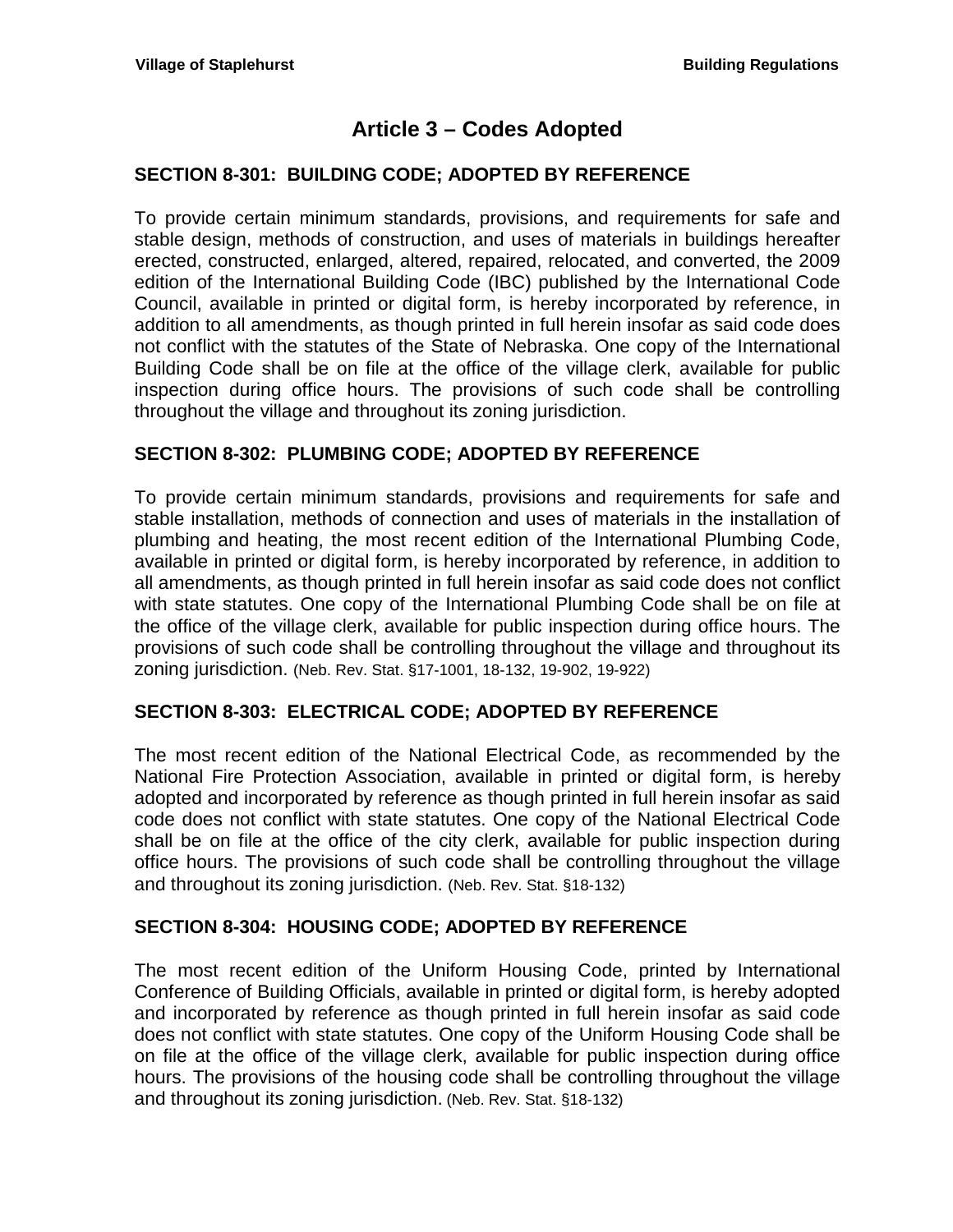# Article 3 – Codes Adopted

## SECTION 8-301: BUILDING CODE; ADOPTED BY REFERENCE

To provide certain minimum standards, provisions, and requirements for safe and stable design, methods of construction, and uses of materials in buildings hereafter erected, constructed, enlarged, altered, repaired, relocated, and converted, the 2009 edition of the International Building Code (IBC) published by the International Code Council, available in printed or digital form, is hereby incorporated by reference, in addition to all amendments, as though printed in full herein insofar as said code does not conflict with the statutes of the State of Nebraska. One copy of the International Building Code shall be on file at the office of the village clerk, available for public inspection during office hours. The provisions of such code shall be controlling throughout the village and throughout its zoning jurisdiction.

## SECTION 8-302: PLUMBING CODE; ADOPTED BY REFERENCE

To provide certain minimum standards, provisions and requirements for safe and stable installation, methods of connection and uses of materials in the installation of plumbing and heating, the most recent edition of the International Plumbing Code, available in printed or digital form, is hereby incorporated by reference, in addition to all amendments, as though printed in full herein insofar as said code does not conflict with state statutes. One copy of the International Plumbing Code shall be on file at the office of the village clerk, available for public inspection during office hours. The provisions of such code shall be controlling throughout the village and throughout its zoning jurisdiction. (Neb. Rev. Stat. §17-1001, 18-132, 19-902, 19-922)

## SECTION 8-303: ELECTRICAL CODE; ADOPTED BY REFERENCE

The most recent edition of the National Electrical Code, as recommended by the National Fire Protection Association, available in printed or digital form, is hereby adopted and incorporated by reference as though printed in full herein insofar as said code does not conflict with state statutes. One copy of the National Electrical Code shall be on file at the office of the city clerk, available for public inspection during office hours. The provisions of such code shall be controlling throughout the village and throughout its zoning jurisdiction. (Neb. Rev. Stat. §18-132)

## SECTION 8-304: HOUSING CODE; ADOPTED BY REFERENCE

The most recent edition of the Uniform Housing Code, printed by International Conference of Building Officials, available in printed or digital form, is hereby adopted and incorporated by reference as though printed in full herein insofar as said code does not conflict with state statutes. One copy of the Uniform Housing Code shall be on file at the office of the village clerk, available for public inspection during office hours. The provisions of the housing code shall be controlling throughout the village and throughout its zoning jurisdiction. (Neb. Rev. Stat. §18-132)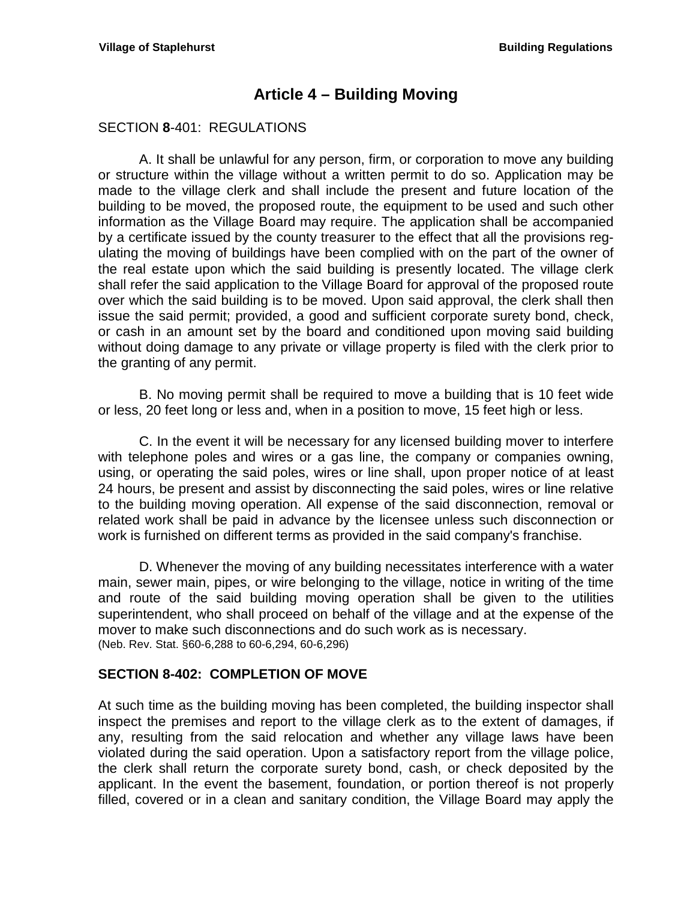# Article 4 – Building Moving

## SECTION **8**-401: REGULATIONS

A. It shall be unlawful for any person, firm, or corporation to move any building or structure within the village without a written permit to do so. Application may be made to the village clerk and shall include the present and future location of the building to be moved, the proposed route, the equipment to be used and such other information as the Village Board may require. The application shall be accompanied by a certificate issued by the county treasurer to the effect that all the provisions regulating the moving of buildings have been complied with on the part of the owner of the real estate upon which the said building is presently located. The village clerk shall refer the said application to the Village Board for approval of the proposed route over which the said building is to be moved. Upon said approval, the clerk shall then issue the said permit; provided, a good and sufficient corporate surety bond, check, or cash in an amount set by the board and conditioned upon moving said building without doing damage to any private or village property is filed with the clerk prior to the granting of any permit.

B. No moving permit shall be required to move a building that is 10 feet wide or less, 20 feet long or less and, when in a position to move, 15 feet high or less.

C. In the event it will be necessary for any licensed building mover to interfere with telephone poles and wires or a gas line, the company or companies owning, using, or operating the said poles, wires or line shall, upon proper notice of at least 24 hours, be present and assist by disconnecting the said poles, wires or line relative to the building moving operation. All expense of the said disconnection, removal or related work shall be paid in advance by the licensee unless such disconnection or work is furnished on different terms as provided in the said company's franchise.

D. Whenever the moving of any building necessitates interference with a water main, sewer main, pipes, or wire belonging to the village, notice in writing of the time and route of the said building moving operation shall be given to the utilities superintendent, who shall proceed on behalf of the village and at the expense of the mover to make such disconnections and do such work as is necessary.
(Neb. Rev. Stat. §60-6,288 to 60-6,294, 60-6,296)

## SECTION 8-402: COMPLETION OF MOVE

At such time as the building moving has been completed, the building inspector shall inspect the premises and report to the village clerk as to the extent of damages, if any, resulting from the said relocation and whether any village laws have been violated during the said operation. Upon a satisfactory report from the village police, the clerk shall return the corporate surety bond, cash, or check deposited by the applicant. In the event the basement, foundation, or portion thereof is not properly filled, covered or in a clean and sanitary condition, the Village Board may apply the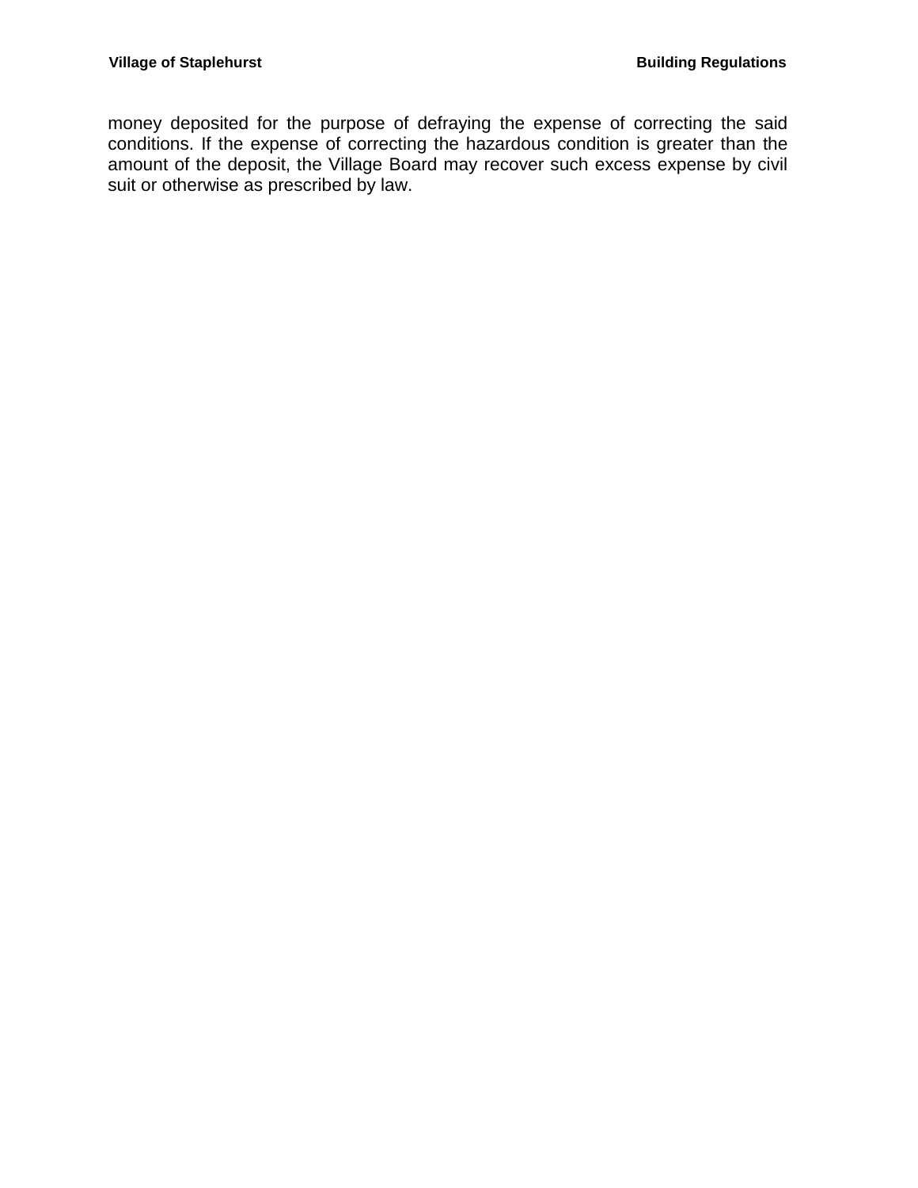money deposited for the purpose of defraying the expense of correcting the said conditions. If the expense of correcting the hazardous condition is greater than the amount of the deposit, the Village Board may recover such excess expense by civil suit or otherwise as prescribed by law.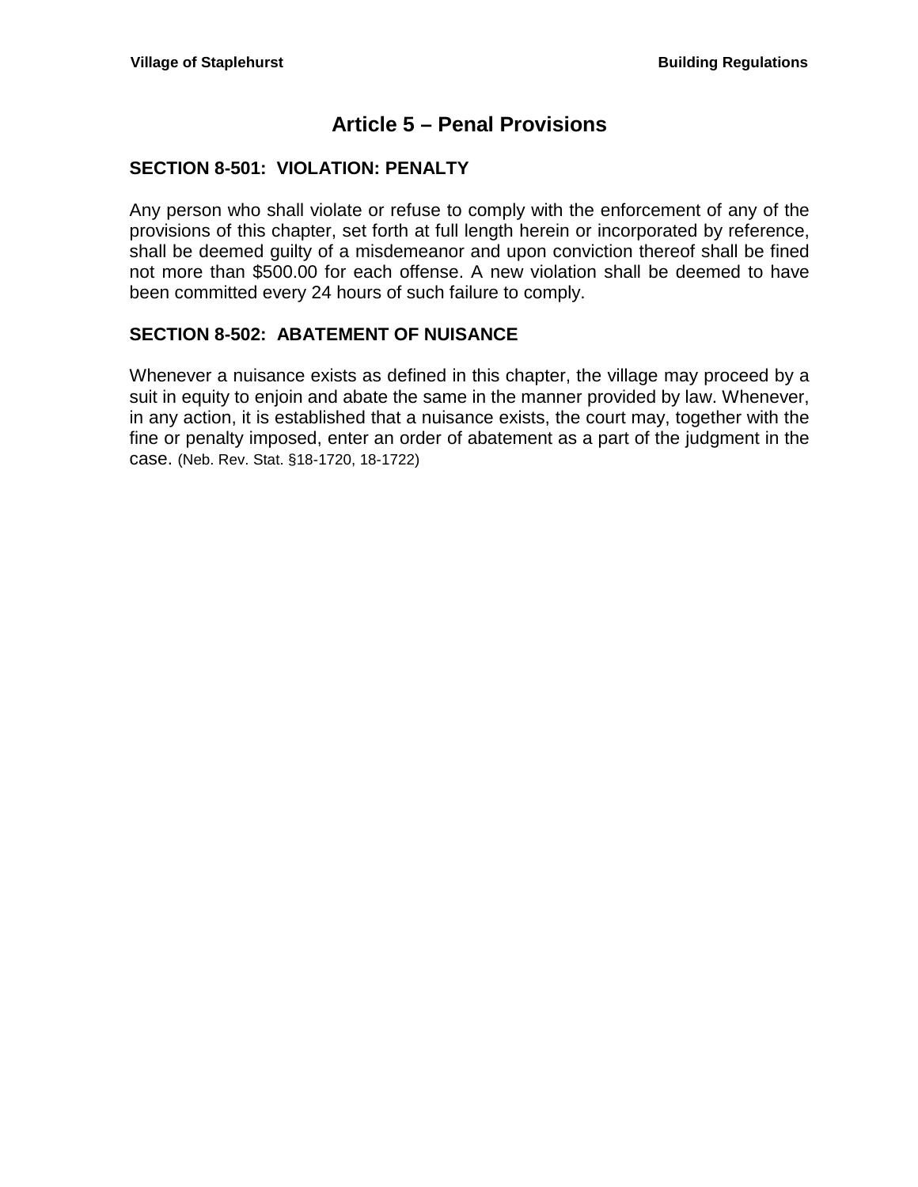# Article 5 – Penal Provisions

## SECTION 8-501: VIOLATION: PENALTY

Any person who shall violate or refuse to comply with the enforcement of any of the provisions of this chapter, set forth at full length herein or incorporated by reference, shall be deemed guilty of a misdemeanor and upon conviction thereof shall be fined not more than $500.00 for each offense. A new violation shall be deemed to have been committed every 24 hours of such failure to comply.

## SECTION 8-502: ABATEMENT OF NUISANCE

Whenever a nuisance exists as defined in this chapter, the village may proceed by a suit in equity to enjoin and abate the same in the manner provided by law. Whenever, in any action, it is established that a nuisance exists, the court may, together with the fine or penalty imposed, enter an order of abatement as a part of the judgment in the case. (Neb. Rev. Stat. §18-1720, 18-1722)